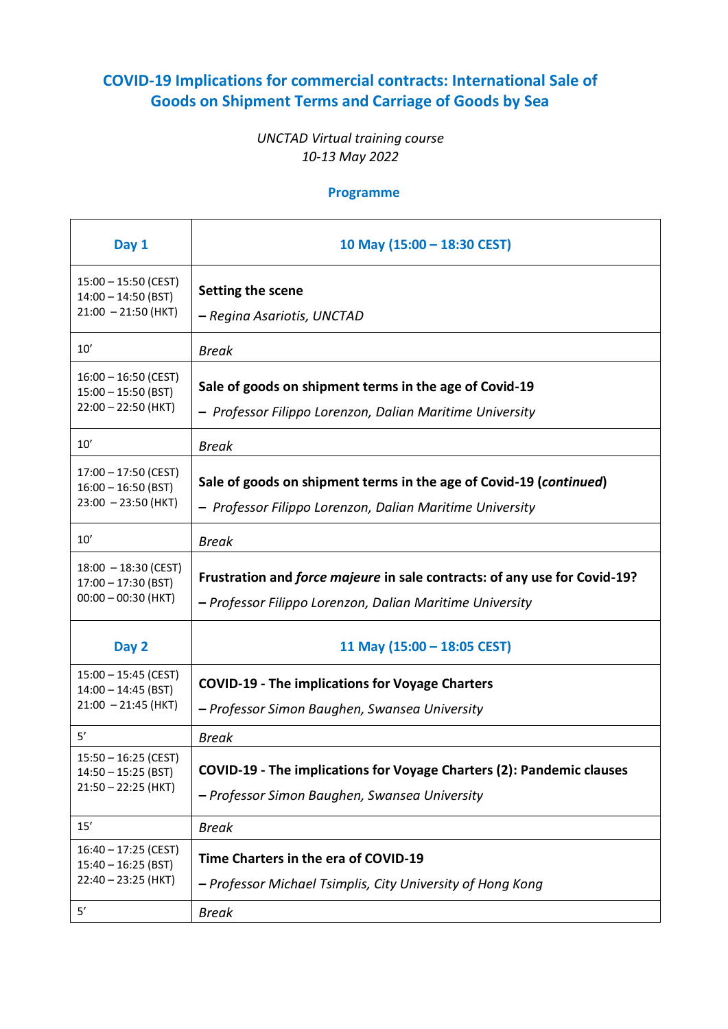# COVID-19 Implications for commercial contracts: International Sale of Goods on Shipment Terms and Carriage of Goods by Sea

*UNCTAD Virtual training course*
*10-13 May 2022*

## Programme

| Day 1 | 10 May (15:00 – 18:30 CEST) |
|---|---|
| 15:00 – 15:50 (CEST)<br>14:00 – 14:50 (BST)<br>21:00 – 21:50 (HKT) | **Setting the scene**<br>*– Regina Asariotis, UNCTAD* |
| 10' | *Break* |
| 16:00 – 16:50 (CEST)<br>15:00 – 15:50 (BST)<br>22:00 – 22:50 (HKT) | **Sale of goods on shipment terms in the age of Covid-19**<br>*– Professor Filippo Lorenzon, Dalian Maritime University* |
| 10' | *Break* |
| 17:00 – 17:50 (CEST)<br>16:00 – 16:50 (BST)<br>23:00 – 23:50 (HKT) | **Sale of goods on shipment terms in the age of Covid-19 (*continued*)**<br>*– Professor Filippo Lorenzon, Dalian Maritime University* |
| 10' | *Break* |
| 18:00 – 18:30 (CEST)<br>17:00 – 17:30 (BST)<br>00:00 – 00:30 (HKT) | **Frustration and *force majeure* in sale contracts: of any use for Covid-19?**<br>*– Professor Filippo Lorenzon, Dalian Maritime University* |
| **Day 2** | **11 May (15:00 – 18:05 CEST)** |
| 15:00 – 15:45 (CEST)<br>14:00 – 14:45 (BST)<br>21:00 – 21:45 (HKT) | **COVID-19 - The implications for Voyage Charters**<br>*– Professor Simon Baughen, Swansea University* |
| 5' | *Break* |
| 15:50 – 16:25 (CEST)<br>14:50 – 15:25 (BST)<br>21:50 – 22:25 (HKT) | **COVID-19 - The implications for Voyage Charters (2): Pandemic clauses**<br>*– Professor Simon Baughen, Swansea University* |
| 15' | *Break* |
| 16:40 – 17:25 (CEST)<br>15:40 – 16:25 (BST)<br>22:40 – 23:25 (HKT) | **Time Charters in the era of COVID-19**<br>*– Professor Michael Tsimplis, City University of Hong Kong* |
| 5' | *Break* |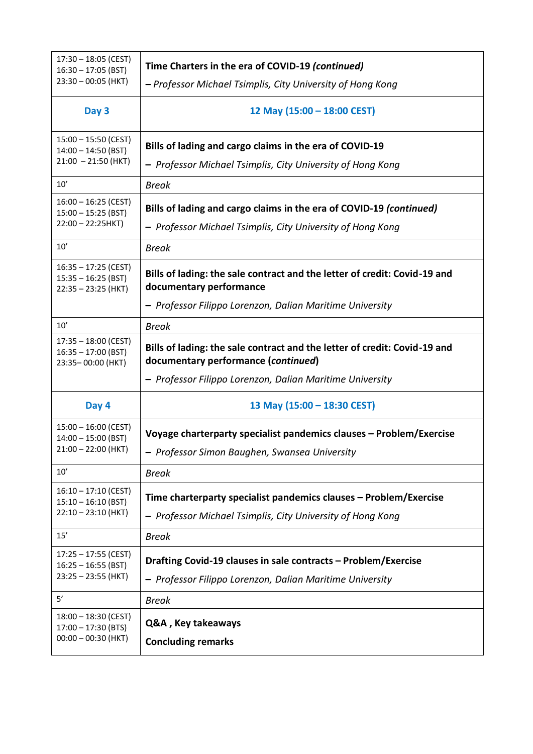| | |
|---|---|
| 17:30 – 18:05 (CEST)<br>16:30 – 17:05 (BST)<br>23:30 – 00:05 (HKT) | **Time Charters in the era of COVID-19 *(continued)***<br>– *Professor Michael Tsimplis, City University of Hong Kong* |
| **Day 3** | **12 May (15:00 – 18:00 CEST)** |
| 15:00 – 15:50 (CEST)<br>14:00 – 14:50 (BST)<br>21:00 – 21:50 (HKT) | **Bills of lading and cargo claims in the era of COVID-19**<br>– *Professor Michael Tsimplis, City University of Hong Kong* |
| 10' | *Break* |
| 16:00 – 16:25 (CEST)<br>15:00 – 15:25 (BST)<br>22:00 – 22:25HKT) | **Bills of lading and cargo claims in the era of COVID-19 *(continued)***<br>– *Professor Michael Tsimplis, City University of Hong Kong* |
| 10' | *Break* |
| 16:35 – 17:25 (CEST)<br>15:35 – 16:25 (BST)<br>22:35 – 23:25 (HKT) | **Bills of lading: the sale contract and the letter of credit: Covid-19 and documentary performance**<br>– *Professor Filippo Lorenzon, Dalian Maritime University* |
| 10' | *Break* |
| 17:35 – 18:00 (CEST)<br>16:35 – 17:00 (BST)<br>23:35– 00:00 (HKT) | **Bills of lading: the sale contract and the letter of credit: Covid-19 and documentary performance (*continued*)**<br>– *Professor Filippo Lorenzon, Dalian Maritime University* |
| **Day 4** | **13 May (15:00 – 18:30 CEST)** |
| 15:00 – 16:00 (CEST)<br>14:00 – 15:00 (BST)<br>21:00 – 22:00 (HKT) | **Voyage charterparty specialist pandemics clauses – Problem/Exercise**<br>– *Professor Simon Baughen, Swansea University* |
| 10' | *Break* |
| 16:10 – 17:10 (CEST)<br>15:10 – 16:10 (BST)<br>22:10 – 23:10 (HKT) | **Time charterparty specialist pandemics clauses – Problem/Exercise**<br>– *Professor Michael Tsimplis, City University of Hong Kong* |
| 15' | *Break* |
| 17:25 – 17:55 (CEST)<br>16:25 – 16:55 (BST)<br>23:25 – 23:55 (HKT) | **Drafting Covid-19 clauses in sale contracts – Problem/Exercise**<br>– *Professor Filippo Lorenzon, Dalian Maritime University* |
| 5' | *Break* |
| 18:00 – 18:30 (CEST)<br>17:00 – 17:30 (BTS)<br>00:00 – 00:30 (HKT) | **Q&A , Key takeaways**<br>**Concluding remarks** |